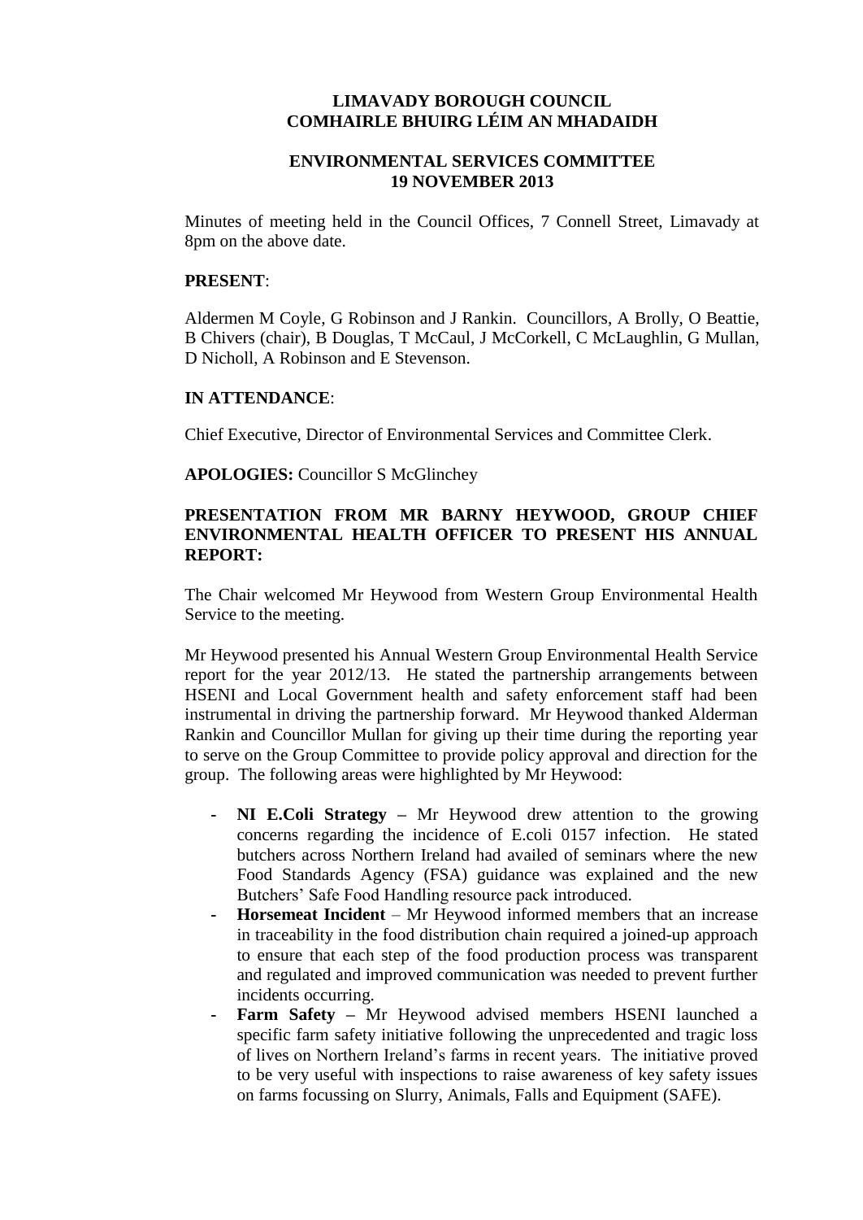# LIMAVADY BOROUGH COUNCIL
# COMHAIRLE BHUIRG LÉIM AN MHADAIDH

## ENVIRONMENTAL SERVICES COMMITTEE
## 19 NOVEMBER 2013

Minutes of meeting held in the Council Offices, 7 Connell Street, Limavady at 8pm on the above date.

**PRESENT**:

Aldermen M Coyle, G Robinson and J Rankin. Councillors, A Brolly, O Beattie, B Chivers (chair), B Douglas, T McCaul, J McCorkell, C McLaughlin, G Mullan, D Nicholl, A Robinson and E Stevenson.

**IN ATTENDANCE**:

Chief Executive, Director of Environmental Services and Committee Clerk.

**APOLOGIES:** Councillor S McGlinchey

**PRESENTATION FROM MR BARNY HEYWOOD, GROUP CHIEF ENVIRONMENTAL HEALTH OFFICER TO PRESENT HIS ANNUAL REPORT:**

The Chair welcomed Mr Heywood from Western Group Environmental Health Service to the meeting.

Mr Heywood presented his Annual Western Group Environmental Health Service report for the year 2012/13. He stated the partnership arrangements between HSENI and Local Government health and safety enforcement staff had been instrumental in driving the partnership forward. Mr Heywood thanked Alderman Rankin and Councillor Mullan for giving up their time during the reporting year to serve on the Group Committee to provide policy approval and direction for the group. The following areas were highlighted by Mr Heywood:

- **NI E.Coli Strategy –** Mr Heywood drew attention to the growing concerns regarding the incidence of E.coli 0157 infection. He stated butchers across Northern Ireland had availed of seminars where the new Food Standards Agency (FSA) guidance was explained and the new Butchers' Safe Food Handling resource pack introduced.
- **Horsemeat Incident** – Mr Heywood informed members that an increase in traceability in the food distribution chain required a joined-up approach to ensure that each step of the food production process was transparent and regulated and improved communication was needed to prevent further incidents occurring.
- **Farm Safety –** Mr Heywood advised members HSENI launched a specific farm safety initiative following the unprecedented and tragic loss of lives on Northern Ireland's farms in recent years. The initiative proved to be very useful with inspections to raise awareness of key safety issues on farms focussing on Slurry, Animals, Falls and Equipment (SAFE).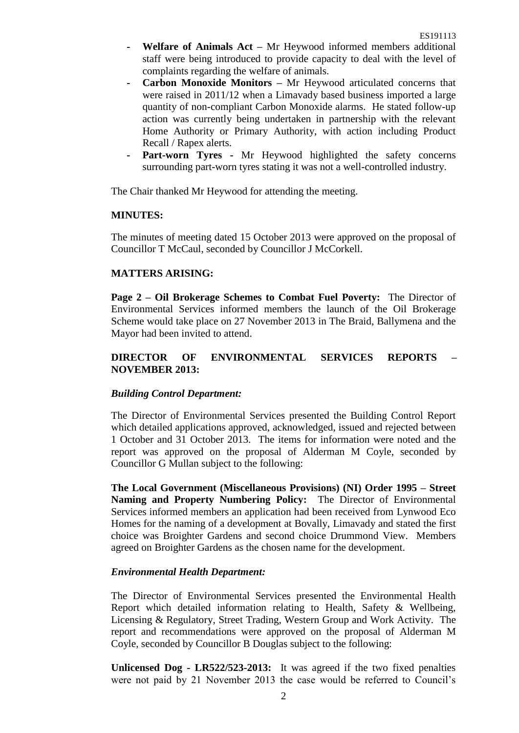- **Welfare of Animals Act –** Mr Heywood informed members additional staff were being introduced to provide capacity to deal with the level of complaints regarding the welfare of animals.
- **Carbon Monoxide Monitors –** Mr Heywood articulated concerns that were raised in 2011/12 when a Limavady based business imported a large quantity of non-compliant Carbon Monoxide alarms. He stated follow-up action was currently being undertaken in partnership with the relevant Home Authority or Primary Authority, with action including Product Recall / Rapex alerts.
- **Part-worn Tyres -** Mr Heywood highlighted the safety concerns surrounding part-worn tyres stating it was not a well-controlled industry.

The Chair thanked Mr Heywood for attending the meeting.

**MINUTES:**

The minutes of meeting dated 15 October 2013 were approved on the proposal of Councillor T McCaul, seconded by Councillor J McCorkell.

**MATTERS ARISING:**

**Page 2 – Oil Brokerage Schemes to Combat Fuel Poverty:** The Director of Environmental Services informed members the launch of the Oil Brokerage Scheme would take place on 27 November 2013 in The Braid, Ballymena and the Mayor had been invited to attend.

**DIRECTOR OF ENVIRONMENTAL SERVICES REPORTS – NOVEMBER 2013:**

***Building Control Department:***

The Director of Environmental Services presented the Building Control Report which detailed applications approved, acknowledged, issued and rejected between 1 October and 31 October 2013. The items for information were noted and the report was approved on the proposal of Alderman M Coyle, seconded by Councillor G Mullan subject to the following:

**The Local Government (Miscellaneous Provisions) (NI) Order 1995 – Street Naming and Property Numbering Policy:** The Director of Environmental Services informed members an application had been received from Lynwood Eco Homes for the naming of a development at Bovally, Limavady and stated the first choice was Broighter Gardens and second choice Drummond View. Members agreed on Broighter Gardens as the chosen name for the development.

***Environmental Health Department:***

The Director of Environmental Services presented the Environmental Health Report which detailed information relating to Health, Safety & Wellbeing, Licensing & Regulatory, Street Trading, Western Group and Work Activity. The report and recommendations were approved on the proposal of Alderman M Coyle, seconded by Councillor B Douglas subject to the following:

**Unlicensed Dog - LR522/523-2013:** It was agreed if the two fixed penalties were not paid by 21 November 2013 the case would be referred to Council's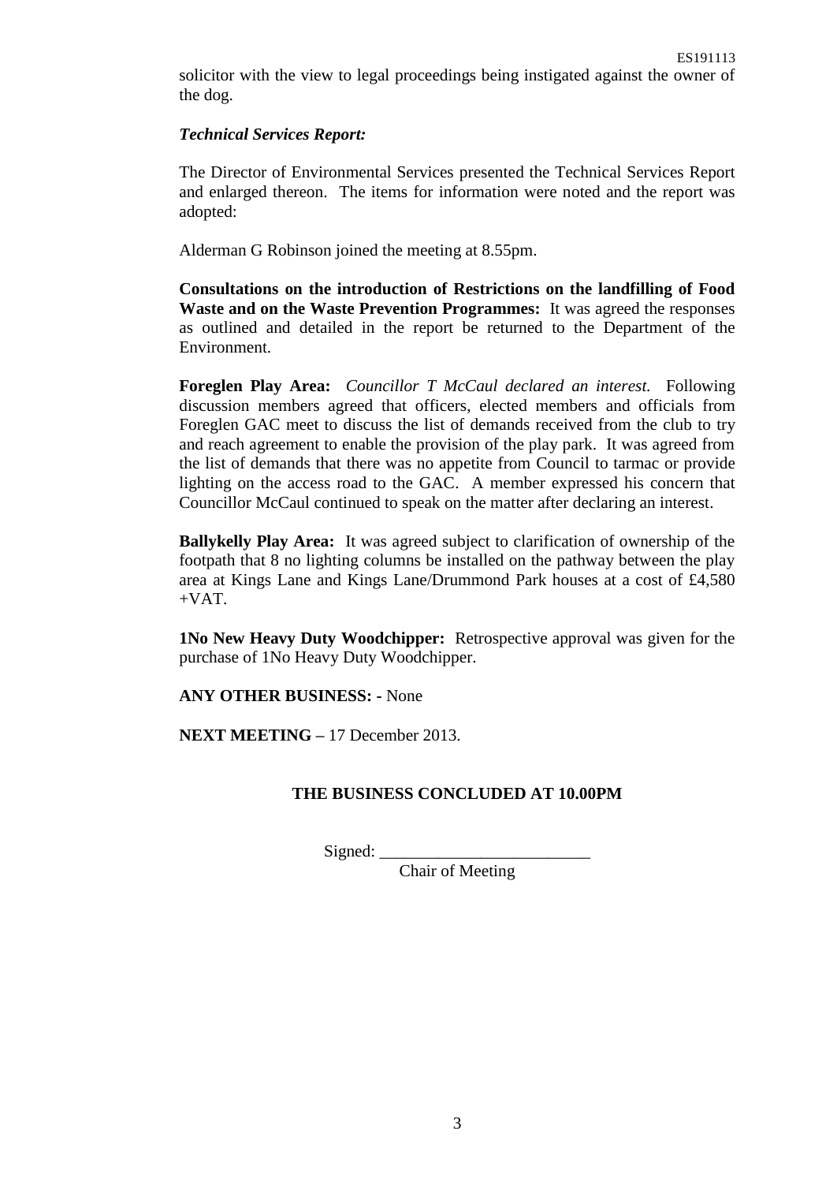solicitor with the view to legal proceedings being instigated against the owner of the dog.

***Technical Services Report:***

The Director of Environmental Services presented the Technical Services Report and enlarged thereon. The items for information were noted and the report was adopted:

Alderman G Robinson joined the meeting at 8.55pm.

**Consultations on the introduction of Restrictions on the landfilling of Food Waste and on the Waste Prevention Programmes:** It was agreed the responses as outlined and detailed in the report be returned to the Department of the Environment.

**Foreglen Play Area:** *Councillor T McCaul declared an interest.* Following discussion members agreed that officers, elected members and officials from Foreglen GAC meet to discuss the list of demands received from the club to try and reach agreement to enable the provision of the play park. It was agreed from the list of demands that there was no appetite from Council to tarmac or provide lighting on the access road to the GAC. A member expressed his concern that Councillor McCaul continued to speak on the matter after declaring an interest.

**Ballykelly Play Area:** It was agreed subject to clarification of ownership of the footpath that 8 no lighting columns be installed on the pathway between the play area at Kings Lane and Kings Lane/Drummond Park houses at a cost of £4,580 +VAT.

**1No New Heavy Duty Woodchipper:** Retrospective approval was given for the purchase of 1No Heavy Duty Woodchipper.

**ANY OTHER BUSINESS: -** None

**NEXT MEETING –** 17 December 2013.

**THE BUSINESS CONCLUDED AT 10.00PM**

Signed: _________________________

Chair of Meeting